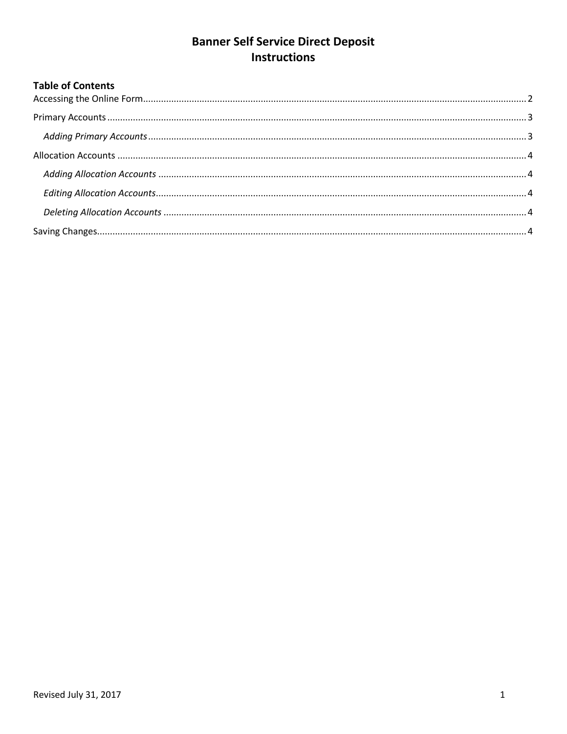# Banner Self Service Direct Deposit Instructions

## Table of Contents

Accessing the Online Form .......... 2

Primary Accounts .......... 3

- *Adding Primary Accounts* .......... 3

Allocation Accounts .......... 4

- *Adding Allocation Accounts* .......... 4
- *Editing Allocation Accounts* .......... 4
- *Deleting Allocation Accounts* .......... 4

Saving Changes .......... 4

Revised July 31, 2017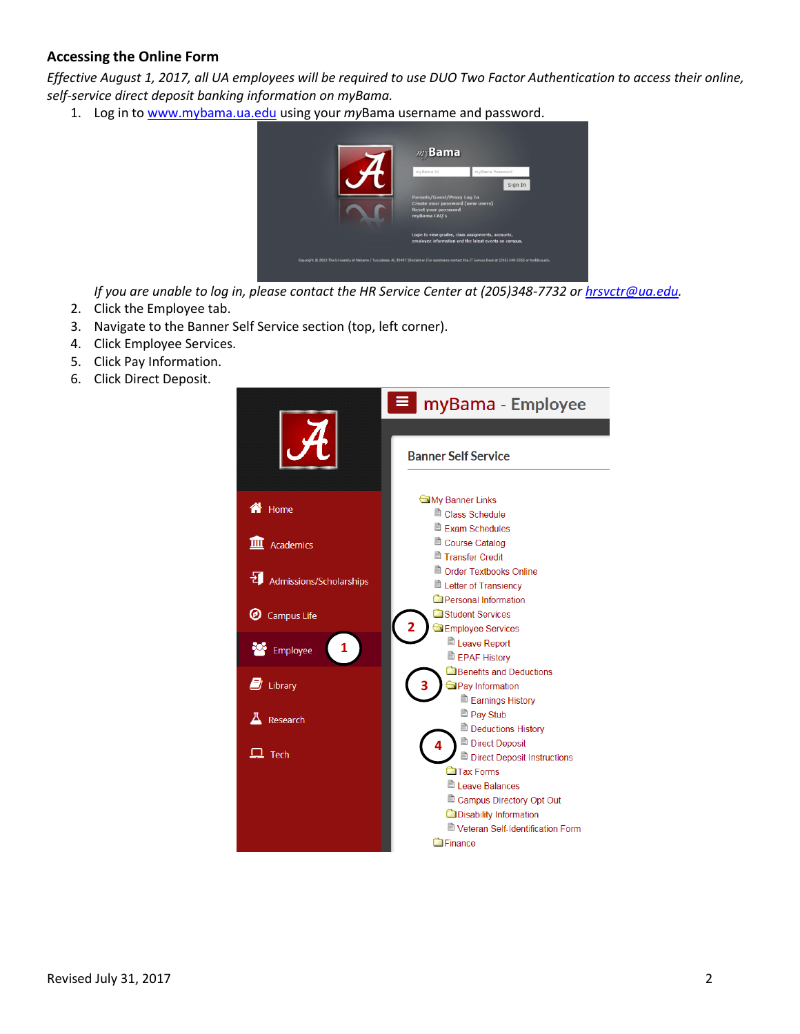## Accessing the Online Form

*Effective August 1, 2017, all UA employees will be required to use DUO Two Factor Authentication to access their online, self-service direct deposit banking information on myBama.*

1. Log in to www.mybama.ua.edu using your *my*Bama username and password.

   *If you are unable to log in, please contact the HR Service Center at (205)348-7732 or hrsvctr@ua.edu.*

2. Click the Employee tab.
3. Navigate to the Banner Self Service section (top, left corner).
4. Click Employee Services.
5. Click Pay Information.
6. Click Direct Deposit.

Revised July 31, 2017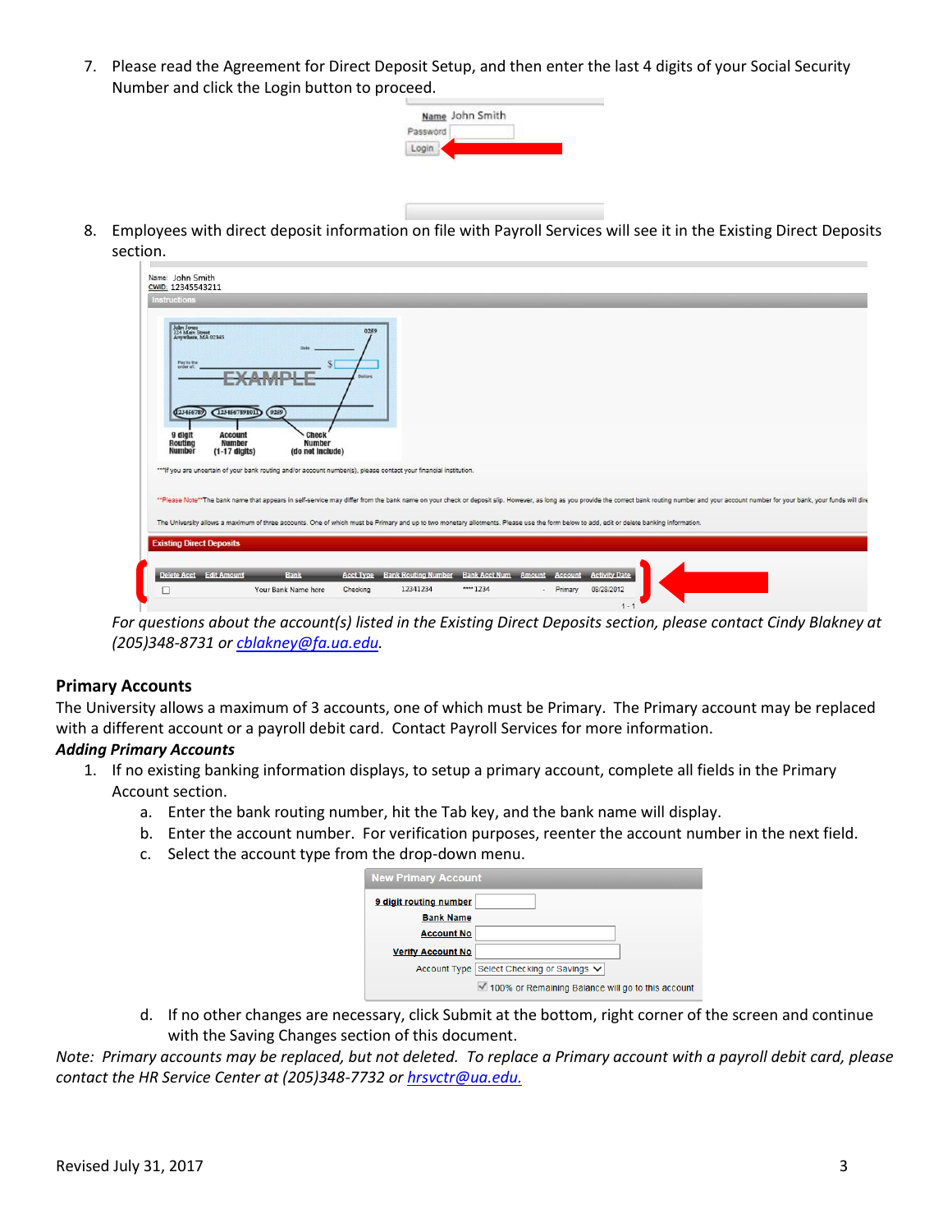7. Please read the Agreement for Direct Deposit Setup, and then enter the last 4 digits of your Social Security Number and click the Login button to proceed.

8. Employees with direct deposit information on file with Payroll Services will see it in the Existing Direct Deposits section.

*For questions about the account(s) listed in the Existing Direct Deposits section, please contact Cindy Blakney at (205)348-8731 or [cblakney@fa.ua.edu](mailto:cblakney@fa.ua.edu).*

### Primary Accounts

The University allows a maximum of 3 accounts, one of which must be Primary. The Primary account may be replaced with a different account or a payroll debit card. Contact Payroll Services for more information.

***Adding Primary Accounts***

1. If no existing banking information displays, to setup a primary account, complete all fields in the Primary Account section.
   a. Enter the bank routing number, hit the Tab key, and the bank name will display.
   b. Enter the account number. For verification purposes, reenter the account number in the next field.
   c. Select the account type from the drop-down menu.
   d. If no other changes are necessary, click Submit at the bottom, right corner of the screen and continue with the Saving Changes section of this document.

*Note: Primary accounts may be replaced, but not deleted. To replace a Primary account with a payroll debit card, please contact the HR Service Center at (205)348-7732 or [hrsvctr@ua.edu.](mailto:hrsvctr@ua.edu)*

Revised July 31, 2017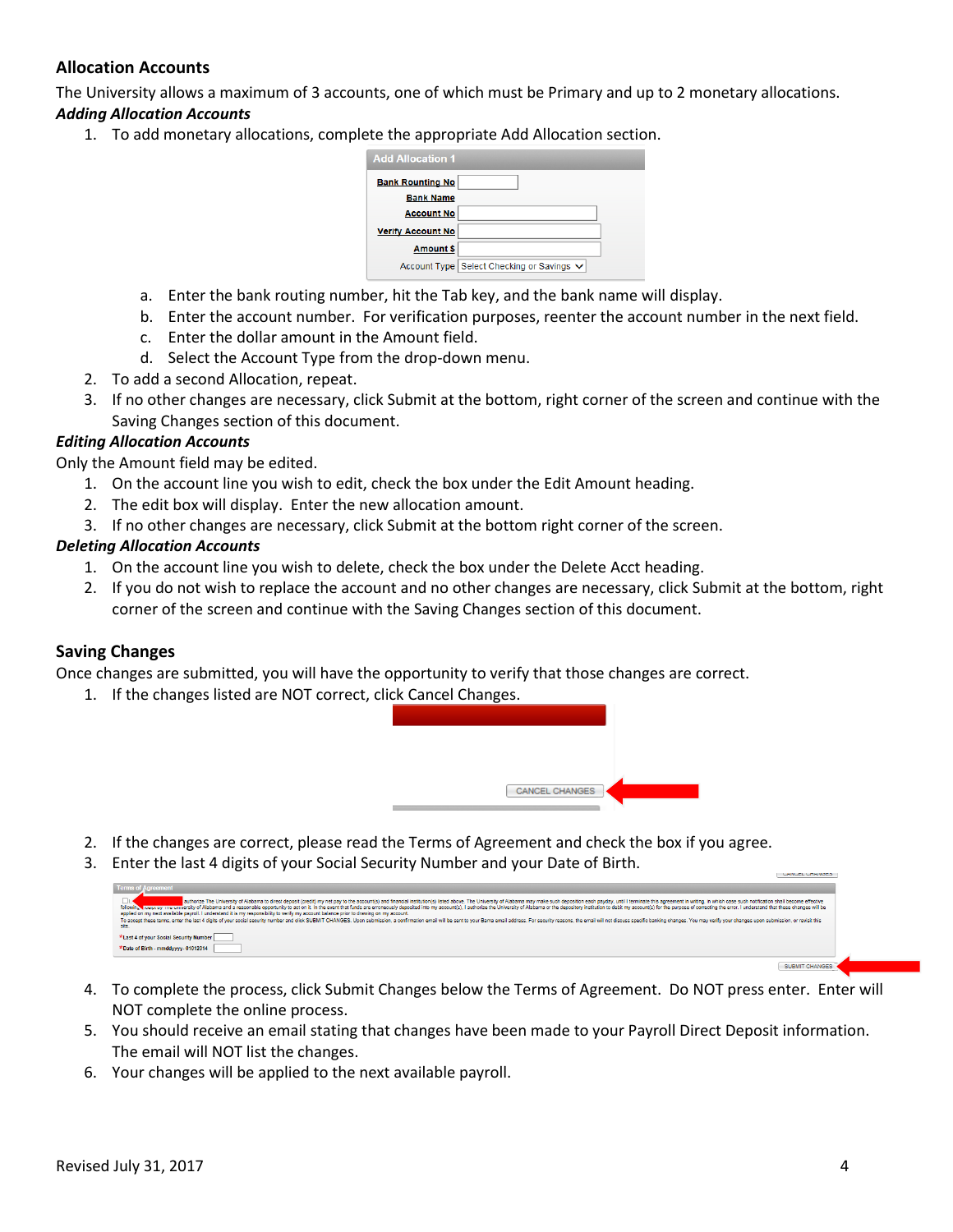## Allocation Accounts

The University allows a maximum of 3 accounts, one of which must be Primary and up to 2 monetary allocations.

### *Adding Allocation Accounts*

1. To add monetary allocations, complete the appropriate Add Allocation section.
   a. Enter the bank routing number, hit the Tab key, and the bank name will display.
   b. Enter the account number. For verification purposes, reenter the account number in the next field.
   c. Enter the dollar amount in the Amount field.
   d. Select the Account Type from the drop-down menu.
2. To add a second Allocation, repeat.
3. If no other changes are necessary, click Submit at the bottom, right corner of the screen and continue with the Saving Changes section of this document.

### *Editing Allocation Accounts*

Only the Amount field may be edited.

1. On the account line you wish to edit, check the box under the Edit Amount heading.
2. The edit box will display. Enter the new allocation amount.
3. If no other changes are necessary, click Submit at the bottom right corner of the screen.

### *Deleting Allocation Accounts*

1. On the account line you wish to delete, check the box under the Delete Acct heading.
2. If you do not wish to replace the account and no other changes are necessary, click Submit at the bottom, right corner of the screen and continue with the Saving Changes section of this document.

## Saving Changes

Once changes are submitted, you will have the opportunity to verify that those changes are correct.

1. If the changes listed are NOT correct, click Cancel Changes.
2. If the changes are correct, please read the Terms of Agreement and check the box if you agree.
3. Enter the last 4 digits of your Social Security Number and your Date of Birth.
4. To complete the process, click Submit Changes below the Terms of Agreement. Do NOT press enter. Enter will NOT complete the online process.
5. You should receive an email stating that changes have been made to your Payroll Direct Deposit information. The email will NOT list the changes.
6. Your changes will be applied to the next available payroll.

Revised July 31, 2017